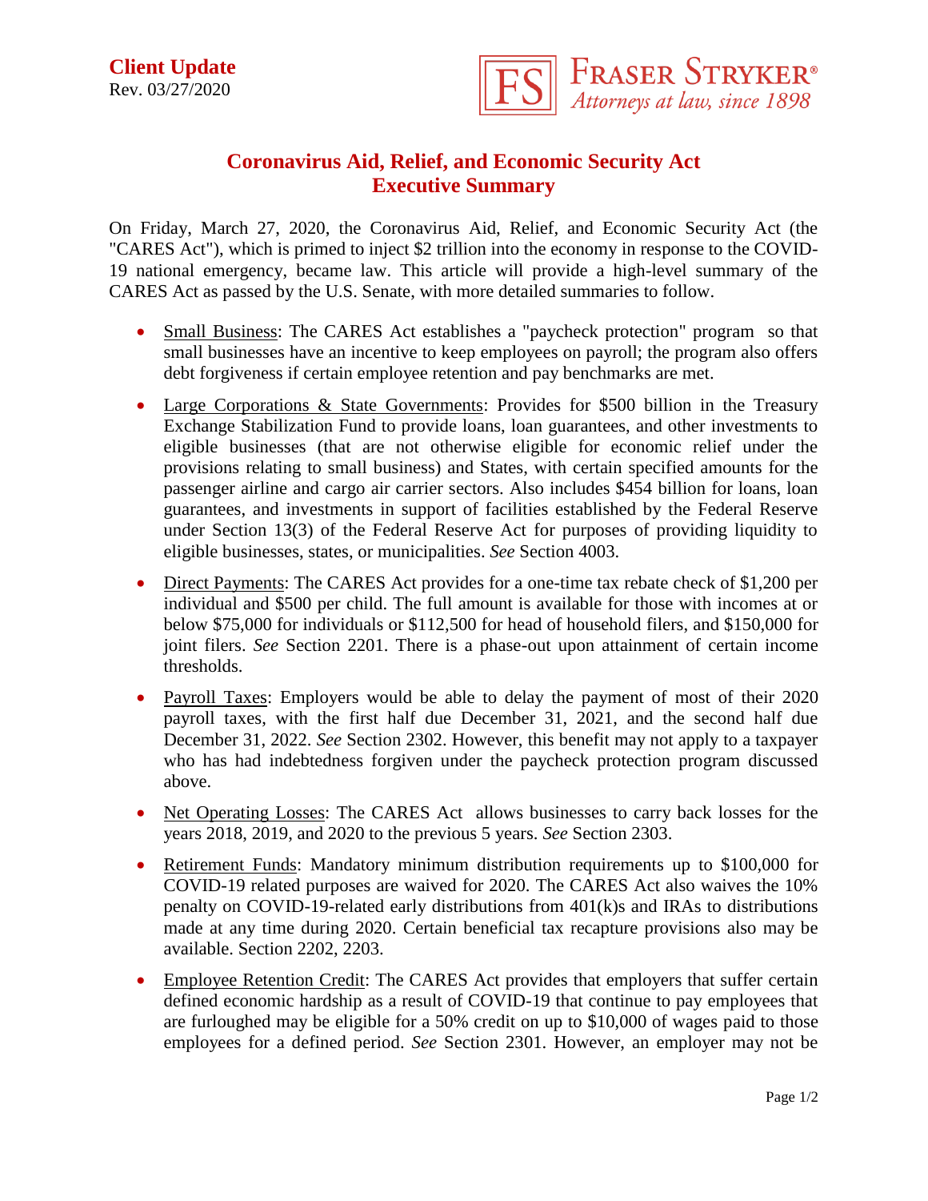**Client Update**
Rev. 03/27/2020

FRASER STRYKER®
*Attorneys at law, since 1898*

# Coronavirus Aid, Relief, and Economic Security Act
# Executive Summary

On Friday, March 27, 2020, the Coronavirus Aid, Relief, and Economic Security Act (the "CARES Act"), which is primed to inject $2 trillion into the economy in response to the COVID-19 national emergency, became law. This article will provide a high-level summary of the CARES Act as passed by the U.S. Senate, with more detailed summaries to follow.

- Small Business: The CARES Act establishes a "paycheck protection" program so that small businesses have an incentive to keep employees on payroll; the program also offers debt forgiveness if certain employee retention and pay benchmarks are met.
- Large Corporations & State Governments: Provides for $500 billion in the Treasury Exchange Stabilization Fund to provide loans, loan guarantees, and other investments to eligible businesses (that are not otherwise eligible for economic relief under the provisions relating to small business) and States, with certain specified amounts for the passenger airline and cargo air carrier sectors. Also includes $454 billion for loans, loan guarantees, and investments in support of facilities established by the Federal Reserve under Section 13(3) of the Federal Reserve Act for purposes of providing liquidity to eligible businesses, states, or municipalities. *See* Section 4003.
- Direct Payments: The CARES Act provides for a one-time tax rebate check of $1,200 per individual and $500 per child. The full amount is available for those with incomes at or below $75,000 for individuals or $112,500 for head of household filers, and $150,000 for joint filers. *See* Section 2201. There is a phase-out upon attainment of certain income thresholds.
- Payroll Taxes: Employers would be able to delay the payment of most of their 2020 payroll taxes, with the first half due December 31, 2021, and the second half due December 31, 2022. *See* Section 2302. However, this benefit may not apply to a taxpayer who has had indebtedness forgiven under the paycheck protection program discussed above.
- Net Operating Losses: The CARES Act allows businesses to carry back losses for the years 2018, 2019, and 2020 to the previous 5 years. *See* Section 2303.
- Retirement Funds: Mandatory minimum distribution requirements up to $100,000 for COVID-19 related purposes are waived for 2020. The CARES Act also waives the 10% penalty on COVID-19-related early distributions from 401(k)s and IRAs to distributions made at any time during 2020. Certain beneficial tax recapture provisions also may be available. Section 2202, 2203.
- Employee Retention Credit: The CARES Act provides that employers that suffer certain defined economic hardship as a result of COVID-19 that continue to pay employees that are furloughed may be eligible for a 50% credit on up to $10,000 of wages paid to those employees for a defined period. *See* Section 2301. However, an employer may not be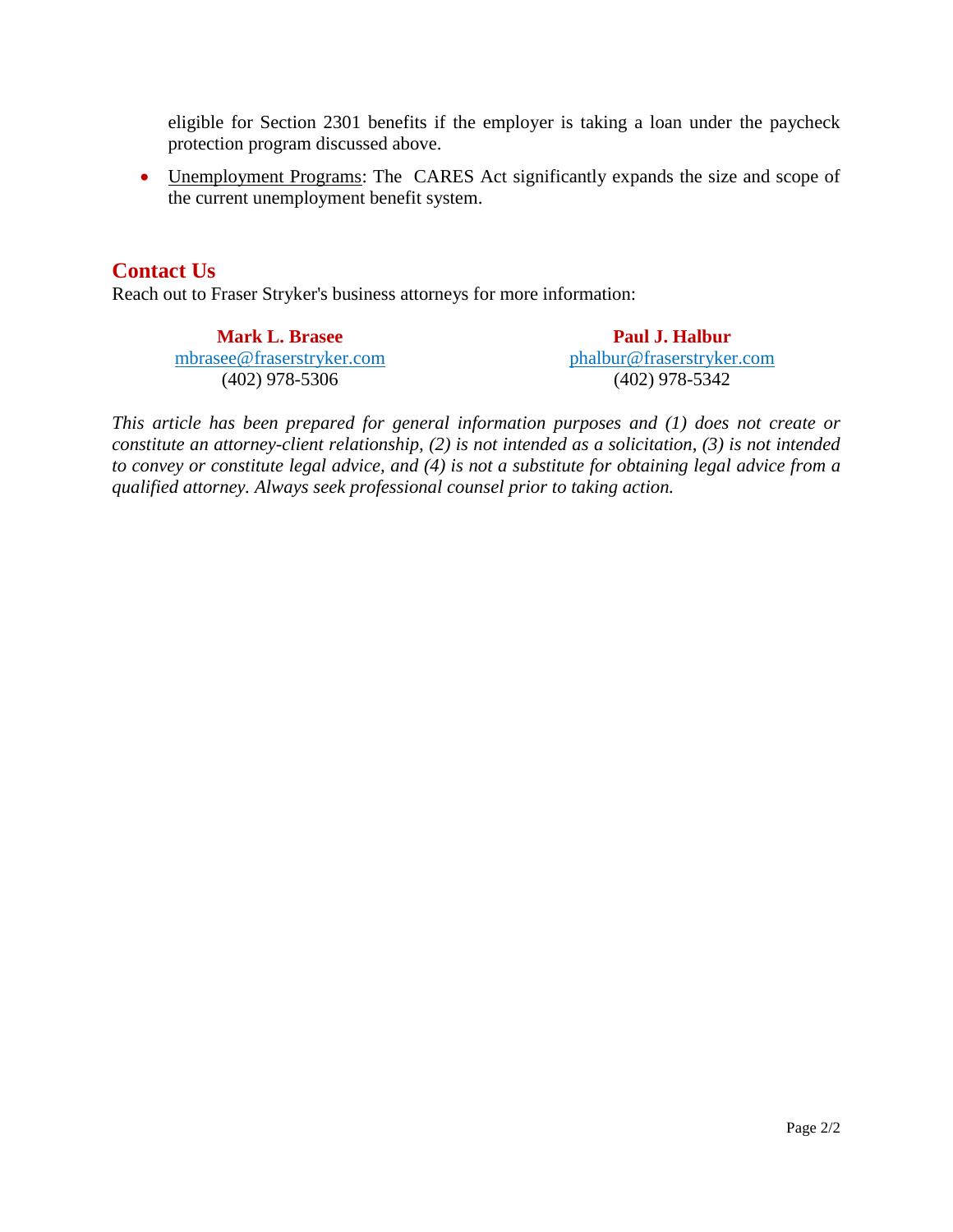eligible for Section 2301 benefits if the employer is taking a loan under the paycheck protection program discussed above.

- Unemployment Programs: The CARES Act significantly expands the size and scope of the current unemployment benefit system.

## Contact Us

Reach out to Fraser Stryker's business attorneys for more information:

**Mark L. Brasee**
mbrasee@fraserstryker.com
(402) 978-5306

**Paul J. Halbur**
phalbur@fraserstryker.com
(402) 978-5342

*This article has been prepared for general information purposes and (1) does not create or constitute an attorney-client relationship, (2) is not intended as a solicitation, (3) is not intended to convey or constitute legal advice, and (4) is not a substitute for obtaining legal advice from a qualified attorney. Always seek professional counsel prior to taking action.*